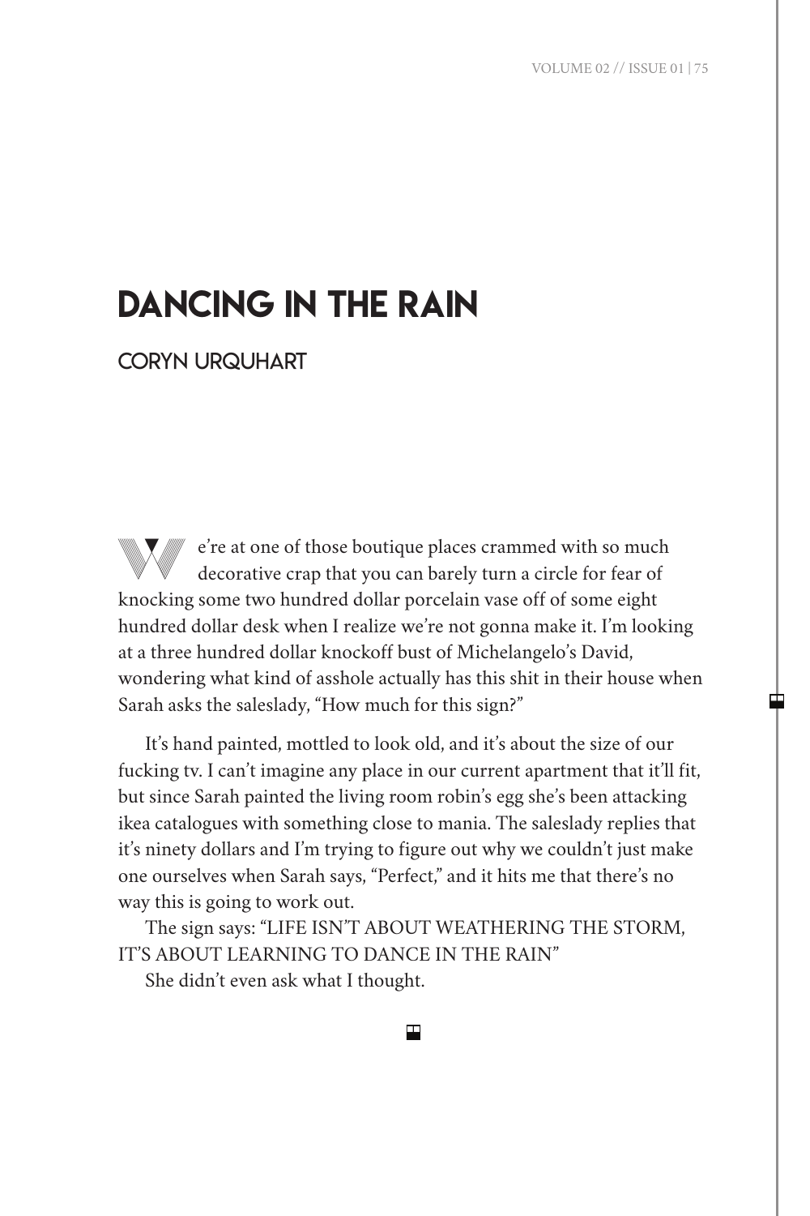# DANCING IN THE RAIN

## CORYN URQUHART

We're at one of those boutique places crammed with so much decorative crap that you can barely turn a circle for fear of knocking some two hundred dollar porcelain vase off of some eight hundred dollar desk when I realize we're not gonna make it. I'm looking at a three hundred dollar knockoff bust of Michelangelo's David, wondering what kind of asshole actually has this shit in their house when Sarah asks the saleslady, "How much for this sign?"

It's hand painted, mottled to look old, and it's about the size of our fucking tv. I can't imagine any place in our current apartment that it'll fit, but since Sarah painted the living room robin's egg she's been attacking ikea catalogues with something close to mania. The saleslady replies that it's ninety dollars and I'm trying to figure out why we couldn't just make one ourselves when Sarah says, "Perfect," and it hits me that there's no way this is going to work out.

The sign says: "LIFE ISN'T ABOUT WEATHERING THE STORM, IT'S ABOUT LEARNING TO DANCE IN THE RAIN"

She didn't even ask what I thought.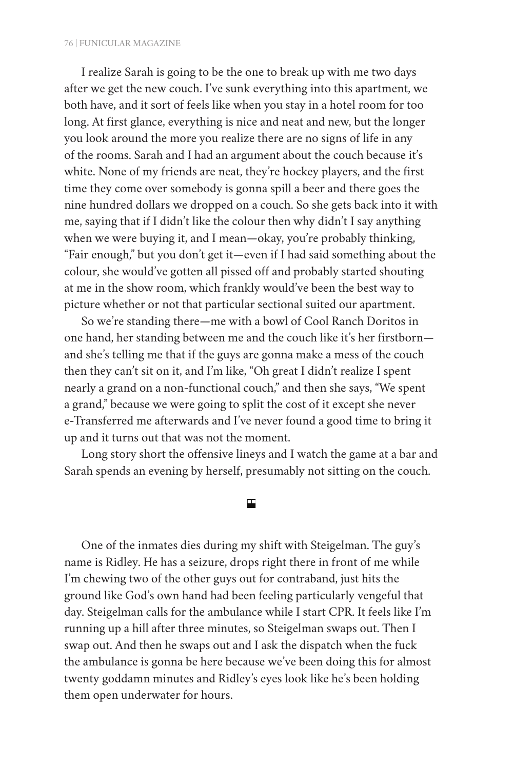I realize Sarah is going to be the one to break up with me two days after we get the new couch. I've sunk everything into this apartment, we both have, and it sort of feels like when you stay in a hotel room for too long. At first glance, everything is nice and neat and new, but the longer you look around the more you realize there are no signs of life in any of the rooms. Sarah and I had an argument about the couch because it's white. None of my friends are neat, they're hockey players, and the first time they come over somebody is gonna spill a beer and there goes the nine hundred dollars we dropped on a couch. So she gets back into it with me, saying that if I didn't like the colour then why didn't I say anything when we were buying it, and I mean—okay, you're probably thinking, "Fair enough," but you don't get it—even if I had said something about the colour, she would've gotten all pissed off and probably started shouting at me in the show room, which frankly would've been the best way to picture whether or not that particular sectional suited our apartment.

So we're standing there—me with a bowl of Cool Ranch Doritos in one hand, her standing between me and the couch like it's her firstborn—and she's telling me that if the guys are gonna make a mess of the couch then they can't sit on it, and I'm like, "Oh great I didn't realize I spent nearly a grand on a non-functional couch," and then she says, "We spent a grand," because we were going to split the cost of it except she never e-Transferred me afterwards and I've never found a good time to bring it up and it turns out that was not the moment.

Long story short the offensive lineys and I watch the game at a bar and Sarah spends an evening by herself, presumably not sitting on the couch.

---

One of the inmates dies during my shift with Steigelman. The guy's name is Ridley. He has a seizure, drops right there in front of me while I'm chewing two of the other guys out for contraband, just hits the ground like God's own hand had been feeling particularly vengeful that day. Steigelman calls for the ambulance while I start CPR. It feels like I'm running up a hill after three minutes, so Steigelman swaps out. Then I swap out. And then he swaps out and I ask the dispatch when the fuck the ambulance is gonna be here because we've been doing this for almost twenty goddamn minutes and Ridley's eyes look like he's been holding them open underwater for hours.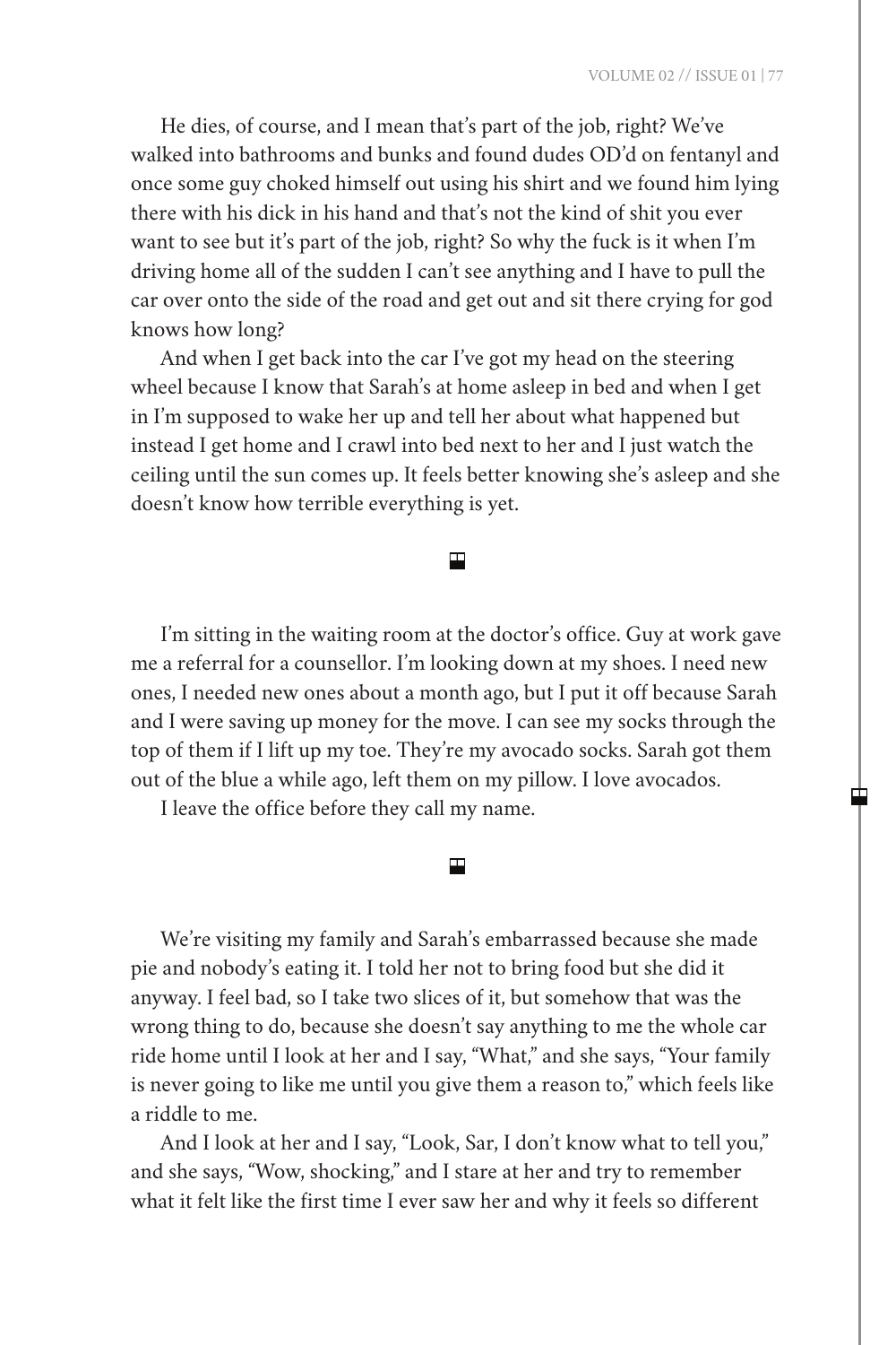He dies, of course, and I mean that's part of the job, right? We've walked into bathrooms and bunks and found dudes OD'd on fentanyl and once some guy choked himself out using his shirt and we found him lying there with his dick in his hand and that's not the kind of shit you ever want to see but it's part of the job, right? So why the fuck is it when I'm driving home all of the sudden I can't see anything and I have to pull the car over onto the side of the road and get out and sit there crying for god knows how long?

And when I get back into the car I've got my head on the steering wheel because I know that Sarah's at home asleep in bed and when I get in I'm supposed to wake her up and tell her about what happened but instead I get home and I crawl into bed next to her and I just watch the ceiling until the sun comes up. It feels better knowing she's asleep and she doesn't know how terrible everything is yet.

---

I'm sitting in the waiting room at the doctor's office. Guy at work gave me a referral for a counsellor. I'm looking down at my shoes. I need new ones, I needed new ones about a month ago, but I put it off because Sarah and I were saving up money for the move. I can see my socks through the top of them if I lift up my toe. They're my avocado socks. Sarah got them out of the blue a while ago, left them on my pillow. I love avocados.

I leave the office before they call my name.

---

We're visiting my family and Sarah's embarrassed because she made pie and nobody's eating it. I told her not to bring food but she did it anyway. I feel bad, so I take two slices of it, but somehow that was the wrong thing to do, because she doesn't say anything to me the whole car ride home until I look at her and I say, "What," and she says, "Your family is never going to like me until you give them a reason to," which feels like a riddle to me.

And I look at her and I say, "Look, Sar, I don't know what to tell you," and she says, "Wow, shocking," and I stare at her and try to remember what it felt like the first time I ever saw her and why it feels so different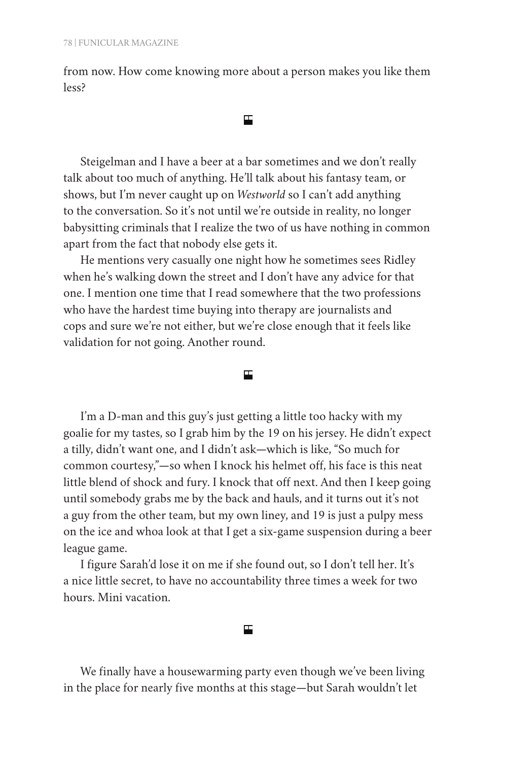from now. How come knowing more about a person makes you like them less?

⬓

Steigelman and I have a beer at a bar sometimes and we don't really talk about too much of anything. He'll talk about his fantasy team, or shows, but I'm never caught up on *Westworld* so I can't add anything to the conversation. So it's not until we're outside in reality, no longer babysitting criminals that I realize the two of us have nothing in common apart from the fact that nobody else gets it.

He mentions very casually one night how he sometimes sees Ridley when he's walking down the street and I don't have any advice for that one. I mention one time that I read somewhere that the two professions who have the hardest time buying into therapy are journalists and cops and sure we're not either, but we're close enough that it feels like validation for not going. Another round.

⬓

I'm a D-man and this guy's just getting a little too hacky with my goalie for my tastes, so I grab him by the 19 on his jersey. He didn't expect a tilly, didn't want one, and I didn't ask—which is like, "So much for common courtesy,"—so when I knock his helmet off, his face is this neat little blend of shock and fury. I knock that off next. And then I keep going until somebody grabs me by the back and hauls, and it turns out it's not a guy from the other team, but my own liney, and 19 is just a pulpy mess on the ice and whoa look at that I get a six-game suspension during a beer league game.

I figure Sarah'd lose it on me if she found out, so I don't tell her. It's a nice little secret, to have no accountability three times a week for two hours. Mini vacation.

⬓

We finally have a housewarming party even though we've been living in the place for nearly five months at this stage—but Sarah wouldn't let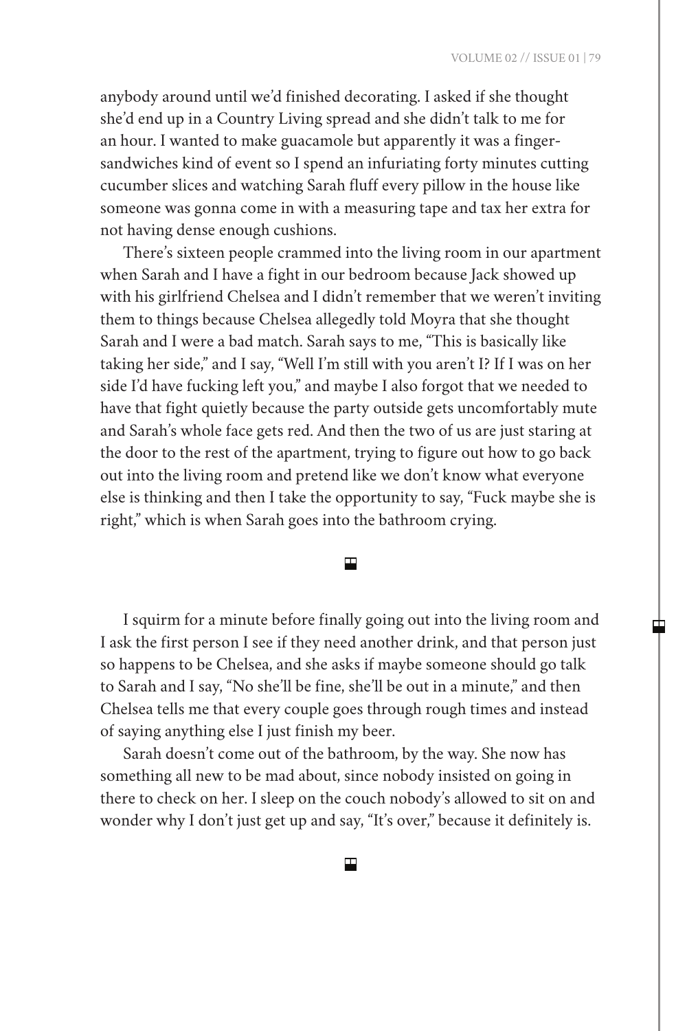anybody around until we'd finished decorating. I asked if she thought she'd end up in a Country Living spread and she didn't talk to me for an hour. I wanted to make guacamole but apparently it was a finger-sandwiches kind of event so I spend an infuriating forty minutes cutting cucumber slices and watching Sarah fluff every pillow in the house like someone was gonna come in with a measuring tape and tax her extra for not having dense enough cushions.

There's sixteen people crammed into the living room in our apartment when Sarah and I have a fight in our bedroom because Jack showed up with his girlfriend Chelsea and I didn't remember that we weren't inviting them to things because Chelsea allegedly told Moyra that she thought Sarah and I were a bad match. Sarah says to me, "This is basically like taking her side," and I say, "Well I'm still with you aren't I? If I was on her side I'd have fucking left you," and maybe I also forgot that we needed to have that fight quietly because the party outside gets uncomfortably mute and Sarah's whole face gets red. And then the two of us are just staring at the door to the rest of the apartment, trying to figure out how to go back out into the living room and pretend like we don't know what everyone else is thinking and then I take the opportunity to say, "Fuck maybe she is right," which is when Sarah goes into the bathroom crying.

---

I squirm for a minute before finally going out into the living room and I ask the first person I see if they need another drink, and that person just so happens to be Chelsea, and she asks if maybe someone should go talk to Sarah and I say, "No she'll be fine, she'll be out in a minute," and then Chelsea tells me that every couple goes through rough times and instead of saying anything else I just finish my beer.

Sarah doesn't come out of the bathroom, by the way. She now has something all new to be mad about, since nobody insisted on going in there to check on her. I sleep on the couch nobody's allowed to sit on and wonder why I don't just get up and say, "It's over," because it definitely is.

---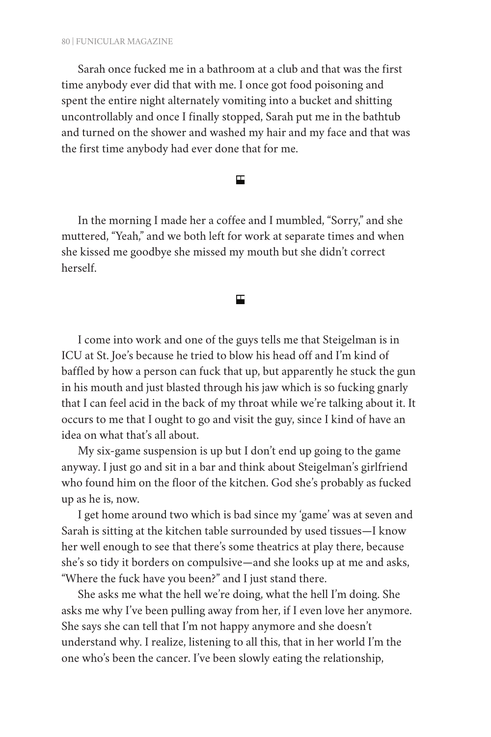Sarah once fucked me in a bathroom at a club and that was the first time anybody ever did that with me. I once got food poisoning and spent the entire night alternately vomiting into a bucket and shitting uncontrollably and once I finally stopped, Sarah put me in the bathtub and turned on the shower and washed my hair and my face and that was the first time anybody had ever done that for me.

⊑

In the morning I made her a coffee and I mumbled, "Sorry," and she muttered, "Yeah," and we both left for work at separate times and when she kissed me goodbye she missed my mouth but she didn't correct herself.

⊑

I come into work and one of the guys tells me that Steigelman is in ICU at St. Joe's because he tried to blow his head off and I'm kind of baffled by how a person can fuck that up, but apparently he stuck the gun in his mouth and just blasted through his jaw which is so fucking gnarly that I can feel acid in the back of my throat while we're talking about it. It occurs to me that I ought to go and visit the guy, since I kind of have an idea on what that's all about.

My six-game suspension is up but I don't end up going to the game anyway. I just go and sit in a bar and think about Steigelman's girlfriend who found him on the floor of the kitchen. God she's probably as fucked up as he is, now.

I get home around two which is bad since my 'game' was at seven and Sarah is sitting at the kitchen table surrounded by used tissues—I know her well enough to see that there's some theatrics at play there, because she's so tidy it borders on compulsive—and she looks up at me and asks, "Where the fuck have you been?" and I just stand there.

She asks me what the hell we're doing, what the hell I'm doing. She asks me why I've been pulling away from her, if I even love her anymore. She says she can tell that I'm not happy anymore and she doesn't understand why. I realize, listening to all this, that in her world I'm the one who's been the cancer. I've been slowly eating the relationship,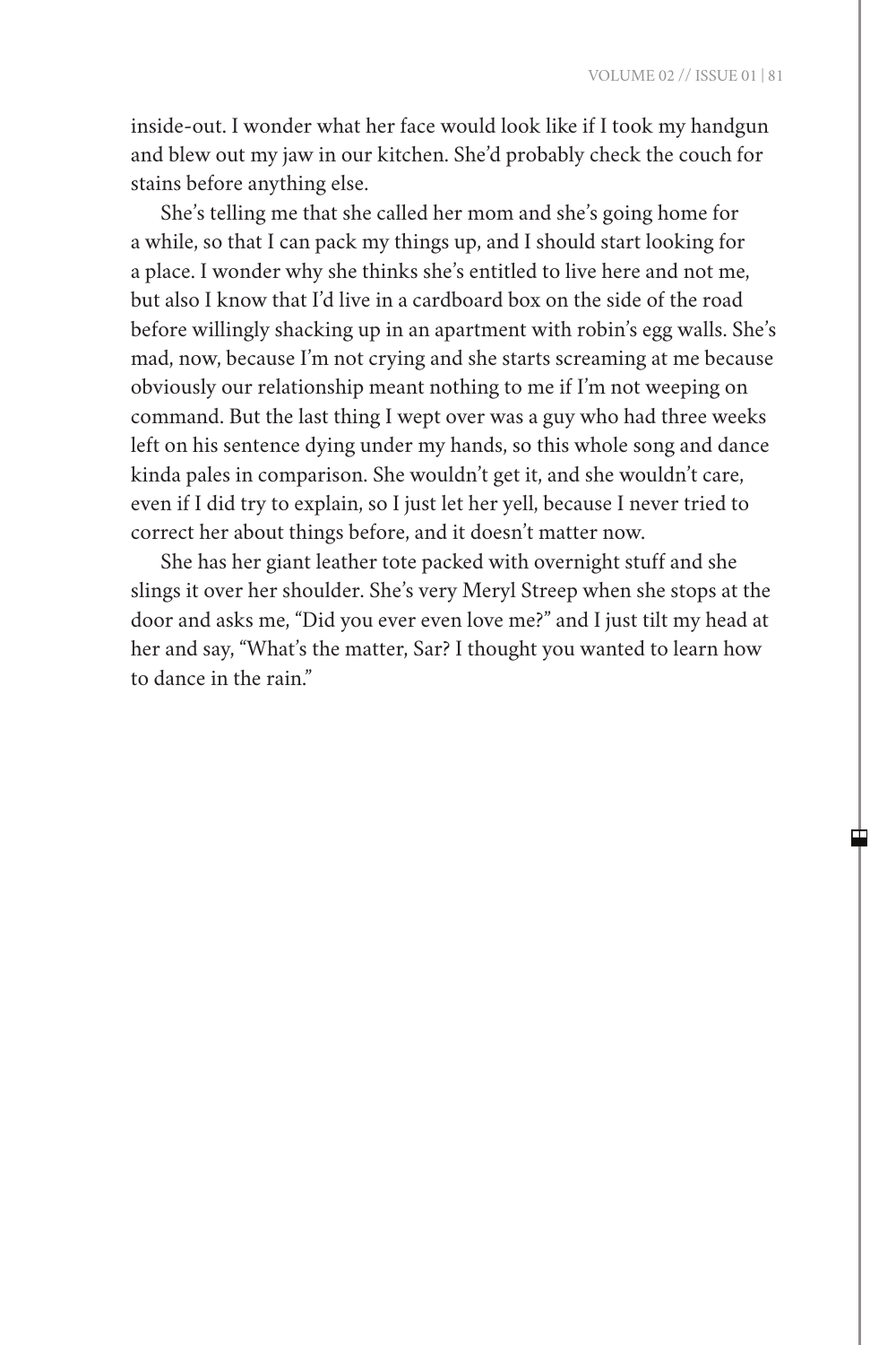inside-out. I wonder what her face would look like if I took my handgun and blew out my jaw in our kitchen. She'd probably check the couch for stains before anything else.

She's telling me that she called her mom and she's going home for a while, so that I can pack my things up, and I should start looking for a place. I wonder why she thinks she's entitled to live here and not me, but also I know that I'd live in a cardboard box on the side of the road before willingly shacking up in an apartment with robin's egg walls. She's mad, now, because I'm not crying and she starts screaming at me because obviously our relationship meant nothing to me if I'm not weeping on command. But the last thing I wept over was a guy who had three weeks left on his sentence dying under my hands, so this whole song and dance kinda pales in comparison. She wouldn't get it, and she wouldn't care, even if I did try to explain, so I just let her yell, because I never tried to correct her about things before, and it doesn't matter now.

She has her giant leather tote packed with overnight stuff and she slings it over her shoulder. She's very Meryl Streep when she stops at the door and asks me, "Did you ever even love me?" and I just tilt my head at her and say, "What's the matter, Sar? I thought you wanted to learn how to dance in the rain."